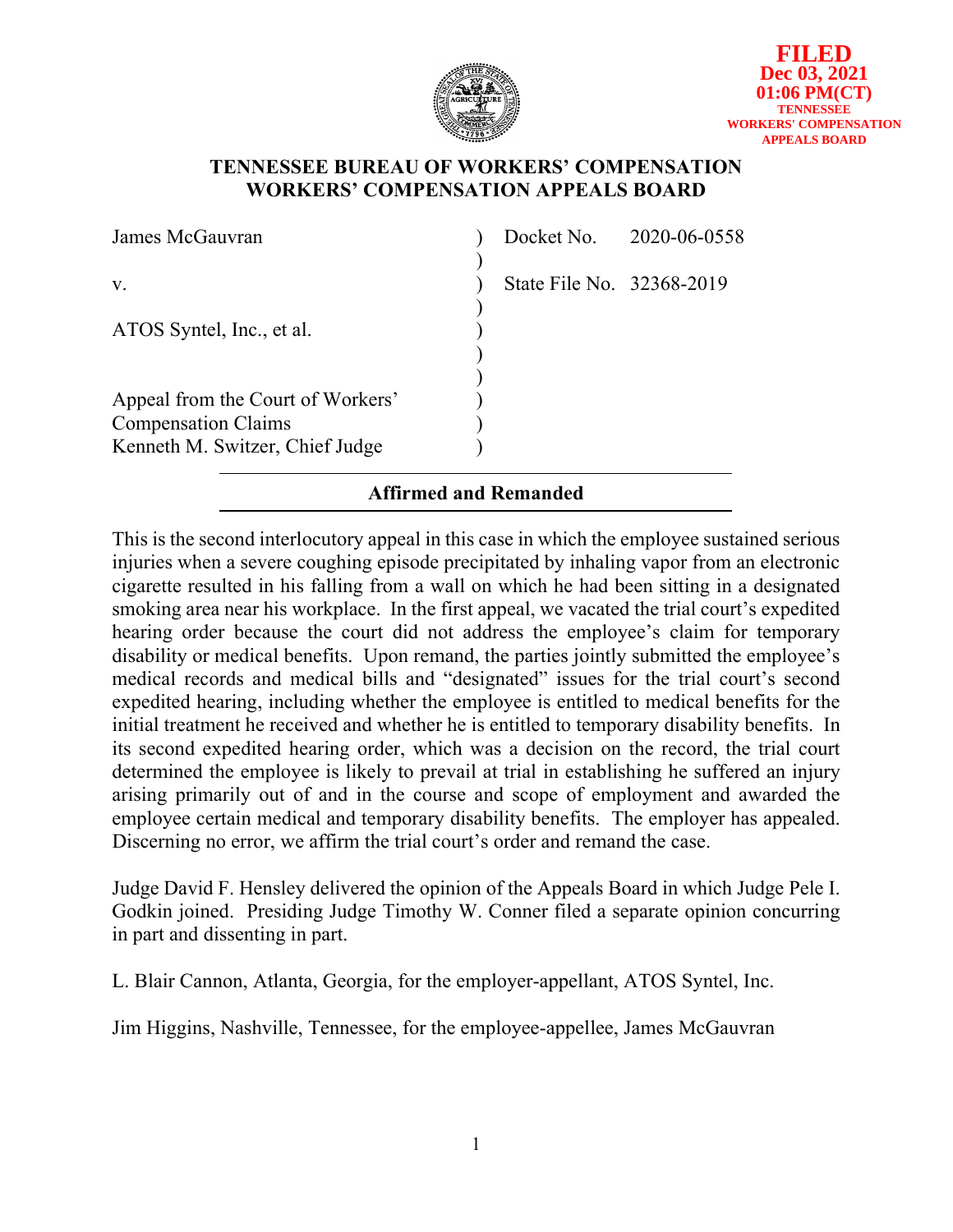**FILED**
**Dec 03, 2021**
**01:06 PM(CT)**
**TENNESSEE WORKERS' COMPENSATION APPEALS BOARD**

**TENNESSEE BUREAU OF WORKERS' COMPENSATION**
**WORKERS' COMPENSATION APPEALS BOARD**

| | | |
|---|---|---|
| James McGauvran | ) | Docket No. 2020-06-0558 |
| | ) | |
| v. | ) | State File No. 32368-2019 |
| | ) | |
| ATOS Syntel, Inc., et al. | ) | |
| | ) | |
| | ) | |
| Appeal from the Court of Workers' Compensation Claims | ) | |
| Kenneth M. Switzer, Chief Judge | ) | |

**Affirmed and Remanded**

This is the second interlocutory appeal in this case in which the employee sustained serious injuries when a severe coughing episode precipitated by inhaling vapor from an electronic cigarette resulted in his falling from a wall on which he had been sitting in a designated smoking area near his workplace. In the first appeal, we vacated the trial court's expedited hearing order because the court did not address the employee's claim for temporary disability or medical benefits. Upon remand, the parties jointly submitted the employee's medical records and medical bills and "designated" issues for the trial court's second expedited hearing, including whether the employee is entitled to medical benefits for the initial treatment he received and whether he is entitled to temporary disability benefits. In its second expedited hearing order, which was a decision on the record, the trial court determined the employee is likely to prevail at trial in establishing he suffered an injury arising primarily out of and in the course and scope of employment and awarded the employee certain medical and temporary disability benefits. The employer has appealed. Discerning no error, we affirm the trial court's order and remand the case.

Judge David F. Hensley delivered the opinion of the Appeals Board in which Judge Pele I. Godkin joined. Presiding Judge Timothy W. Conner filed a separate opinion concurring in part and dissenting in part.

L. Blair Cannon, Atlanta, Georgia, for the employer-appellant, ATOS Syntel, Inc.

Jim Higgins, Nashville, Tennessee, for the employee-appellee, James McGauvran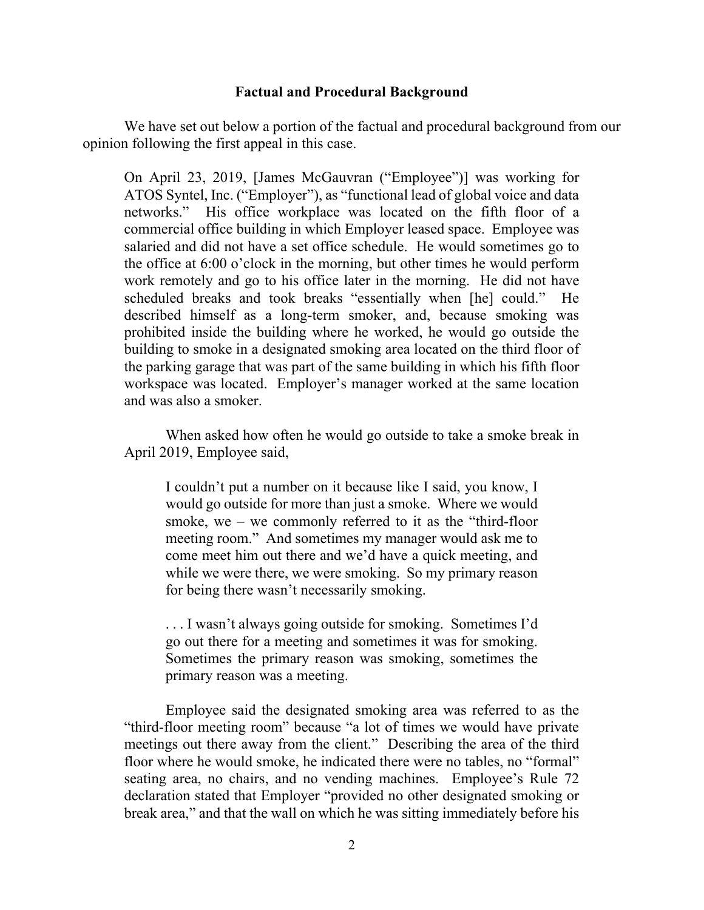## Factual and Procedural Background

We have set out below a portion of the factual and procedural background from our opinion following the first appeal in this case.

> On April 23, 2019, [James McGauvran ("Employee")] was working for ATOS Syntel, Inc. ("Employer"), as "functional lead of global voice and data networks." His office workplace was located on the fifth floor of a commercial office building in which Employer leased space. Employee was salaried and did not have a set office schedule. He would sometimes go to the office at 6:00 o'clock in the morning, but other times he would perform work remotely and go to his office later in the morning. He did not have scheduled breaks and took breaks "essentially when [he] could." He described himself as a long-term smoker, and, because smoking was prohibited inside the building where he worked, he would go outside the building to smoke in a designated smoking area located on the third floor of the parking garage that was part of the same building in which his fifth floor workspace was located. Employer's manager worked at the same location and was also a smoker.
>
> When asked how often he would go outside to take a smoke break in April 2019, Employee said,
>
>> I couldn't put a number on it because like I said, you know, I would go outside for more than just a smoke. Where we would smoke, we – we commonly referred to it as the "third-floor meeting room." And sometimes my manager would ask me to come meet him out there and we'd have a quick meeting, and while we were there, we were smoking. So my primary reason for being there wasn't necessarily smoking.
>>
>> . . . I wasn't always going outside for smoking. Sometimes I'd go out there for a meeting and sometimes it was for smoking. Sometimes the primary reason was smoking, sometimes the primary reason was a meeting.
>
> Employee said the designated smoking area was referred to as the "third-floor meeting room" because "a lot of times we would have private meetings out there away from the client." Describing the area of the third floor where he would smoke, he indicated there were no tables, no "formal" seating area, no chairs, and no vending machines. Employee's Rule 72 declaration stated that Employer "provided no other designated smoking or break area," and that the wall on which he was sitting immediately before his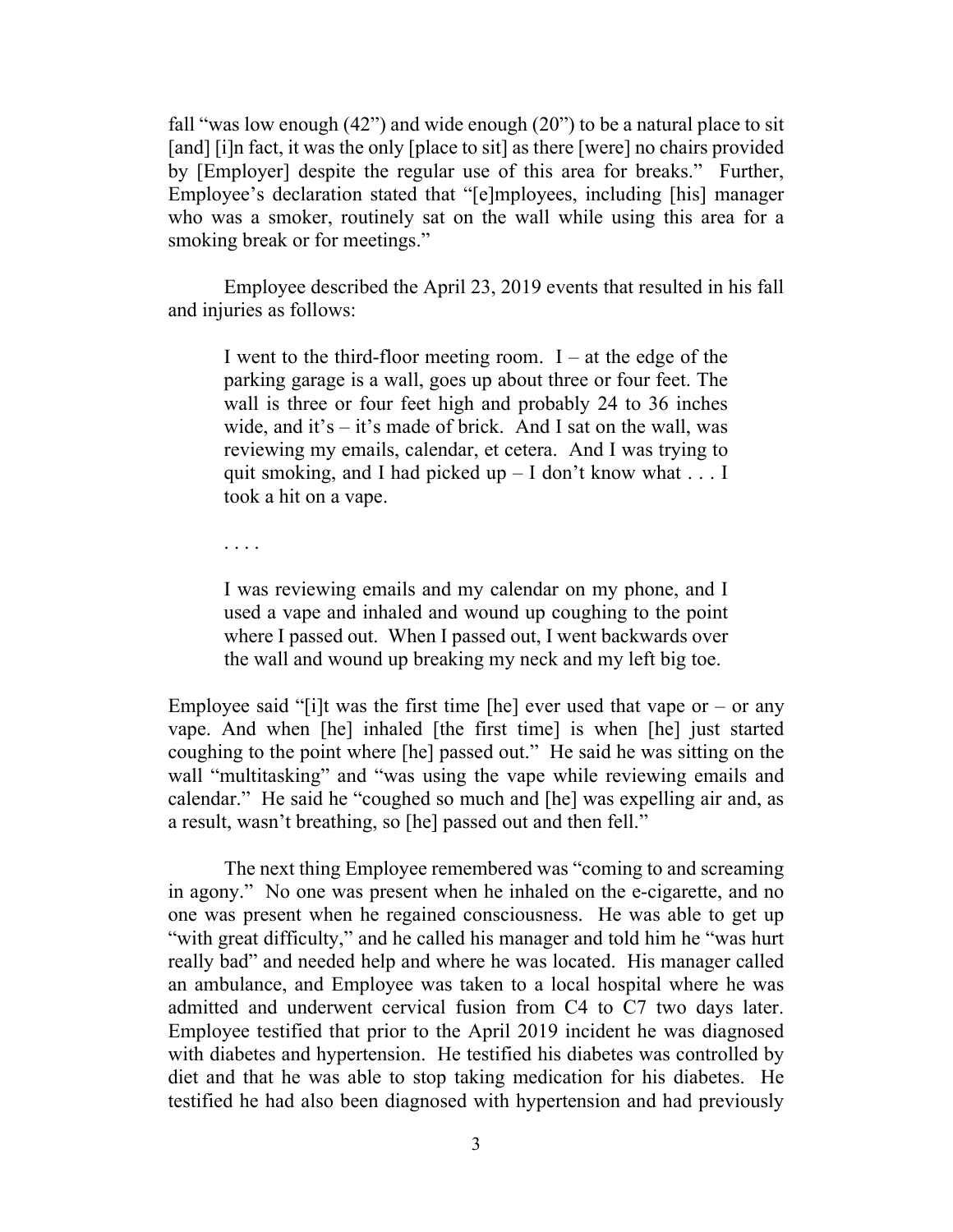fall "was low enough (42") and wide enough (20") to be a natural place to sit [and] [i]n fact, it was the only [place to sit] as there [were] no chairs provided by [Employer] despite the regular use of this area for breaks." Further, Employee's declaration stated that "[e]mployees, including [his] manager who was a smoker, routinely sat on the wall while using this area for a smoking break or for meetings."

Employee described the April 23, 2019 events that resulted in his fall and injuries as follows:

> I went to the third-floor meeting room. I – at the edge of the parking garage is a wall, goes up about three or four feet. The wall is three or four feet high and probably 24 to 36 inches wide, and it's – it's made of brick. And I sat on the wall, was reviewing my emails, calendar, et cetera. And I was trying to quit smoking, and I had picked up – I don't know what . . . I took a hit on a vape.
>
> . . . .
>
> I was reviewing emails and my calendar on my phone, and I used a vape and inhaled and wound up coughing to the point where I passed out. When I passed out, I went backwards over the wall and wound up breaking my neck and my left big toe.

Employee said "[i]t was the first time [he] ever used that vape or – or any vape. And when [he] inhaled [the first time] is when [he] just started coughing to the point where [he] passed out." He said he was sitting on the wall "multitasking" and "was using the vape while reviewing emails and calendar." He said he "coughed so much and [he] was expelling air and, as a result, wasn't breathing, so [he] passed out and then fell."

The next thing Employee remembered was "coming to and screaming in agony." No one was present when he inhaled on the e-cigarette, and no one was present when he regained consciousness. He was able to get up "with great difficulty," and he called his manager and told him he "was hurt really bad" and needed help and where he was located. His manager called an ambulance, and Employee was taken to a local hospital where he was admitted and underwent cervical fusion from C4 to C7 two days later. Employee testified that prior to the April 2019 incident he was diagnosed with diabetes and hypertension. He testified his diabetes was controlled by diet and that he was able to stop taking medication for his diabetes. He testified he had also been diagnosed with hypertension and had previously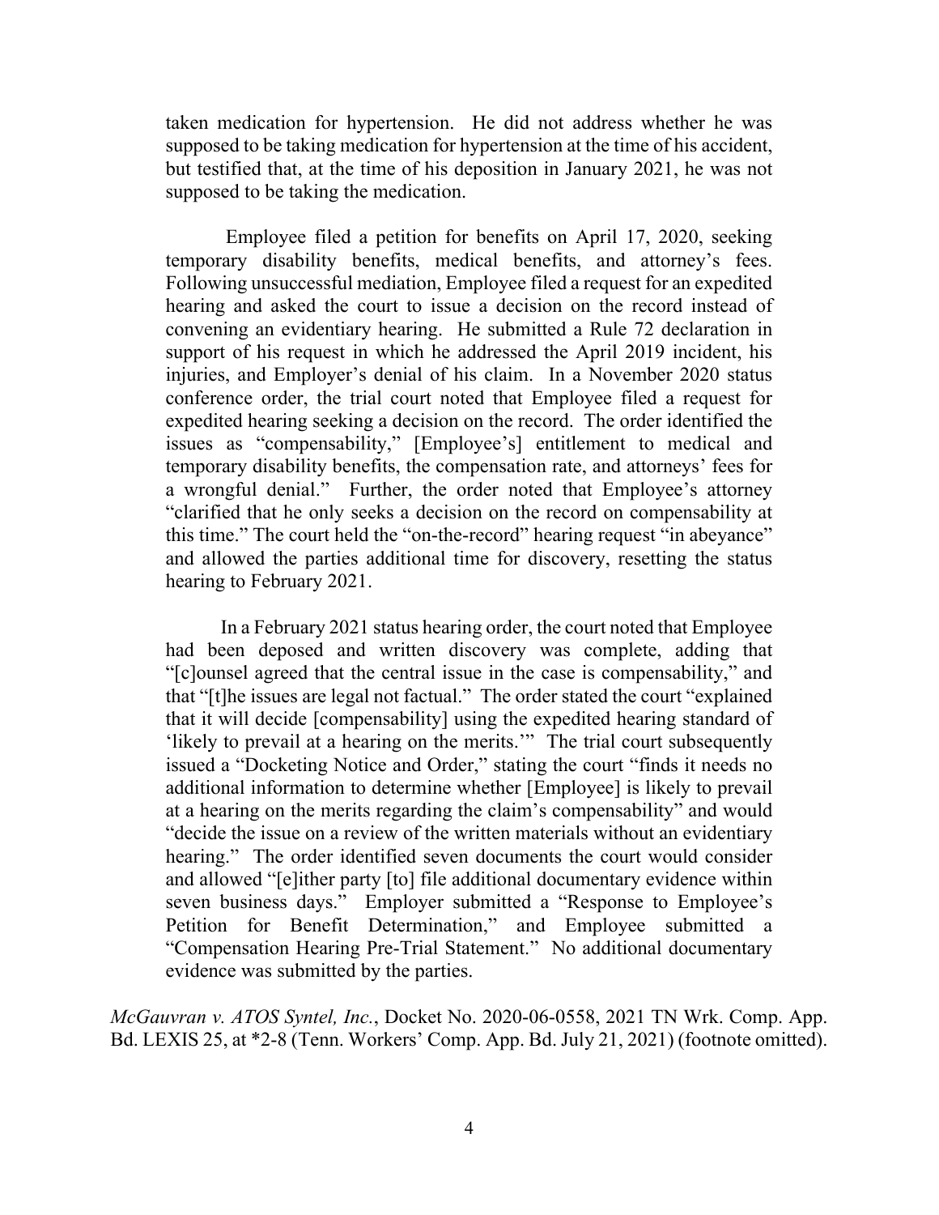taken medication for hypertension. He did not address whether he was supposed to be taking medication for hypertension at the time of his accident, but testified that, at the time of his deposition in January 2021, he was not supposed to be taking the medication.

Employee filed a petition for benefits on April 17, 2020, seeking temporary disability benefits, medical benefits, and attorney's fees. Following unsuccessful mediation, Employee filed a request for an expedited hearing and asked the court to issue a decision on the record instead of convening an evidentiary hearing. He submitted a Rule 72 declaration in support of his request in which he addressed the April 2019 incident, his injuries, and Employer's denial of his claim. In a November 2020 status conference order, the trial court noted that Employee filed a request for expedited hearing seeking a decision on the record. The order identified the issues as "compensability," [Employee's] entitlement to medical and temporary disability benefits, the compensation rate, and attorneys' fees for a wrongful denial." Further, the order noted that Employee's attorney "clarified that he only seeks a decision on the record on compensability at this time." The court held the "on-the-record" hearing request "in abeyance" and allowed the parties additional time for discovery, resetting the status hearing to February 2021.

In a February 2021 status hearing order, the court noted that Employee had been deposed and written discovery was complete, adding that "[c]ounsel agreed that the central issue in the case is compensability," and that "[t]he issues are legal not factual." The order stated the court "explained that it will decide [compensability] using the expedited hearing standard of 'likely to prevail at a hearing on the merits.'" The trial court subsequently issued a "Docketing Notice and Order," stating the court "finds it needs no additional information to determine whether [Employee] is likely to prevail at a hearing on the merits regarding the claim's compensability" and would "decide the issue on a review of the written materials without an evidentiary hearing." The order identified seven documents the court would consider and allowed "[e]ither party [to] file additional documentary evidence within seven business days." Employer submitted a "Response to Employee's Petition for Benefit Determination," and Employee submitted a "Compensation Hearing Pre-Trial Statement." No additional documentary evidence was submitted by the parties.

*McGauvran v. ATOS Syntel, Inc.*, Docket No. 2020-06-0558, 2021 TN Wrk. Comp. App. Bd. LEXIS 25, at *2-8 (Tenn. Workers' Comp. App. Bd. July 21, 2021) (footnote omitted).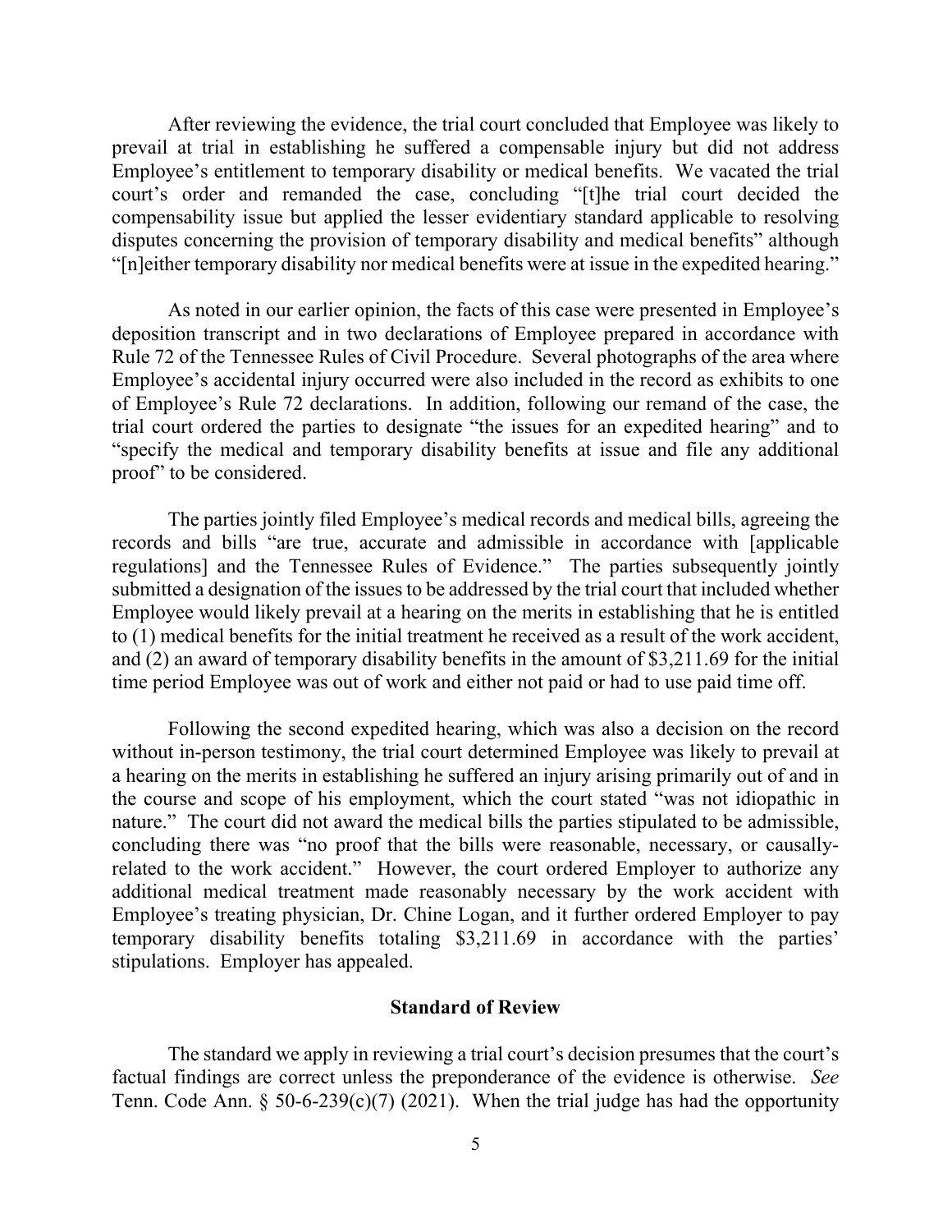After reviewing the evidence, the trial court concluded that Employee was likely to prevail at trial in establishing he suffered a compensable injury but did not address Employee's entitlement to temporary disability or medical benefits. We vacated the trial court's order and remanded the case, concluding "[t]he trial court decided the compensability issue but applied the lesser evidentiary standard applicable to resolving disputes concerning the provision of temporary disability and medical benefits" although "[n]either temporary disability nor medical benefits were at issue in the expedited hearing."

As noted in our earlier opinion, the facts of this case were presented in Employee's deposition transcript and in two declarations of Employee prepared in accordance with Rule 72 of the Tennessee Rules of Civil Procedure. Several photographs of the area where Employee's accidental injury occurred were also included in the record as exhibits to one of Employee's Rule 72 declarations. In addition, following our remand of the case, the trial court ordered the parties to designate "the issues for an expedited hearing" and to "specify the medical and temporary disability benefits at issue and file any additional proof" to be considered.

The parties jointly filed Employee's medical records and medical bills, agreeing the records and bills "are true, accurate and admissible in accordance with [applicable regulations] and the Tennessee Rules of Evidence." The parties subsequently jointly submitted a designation of the issues to be addressed by the trial court that included whether Employee would likely prevail at a hearing on the merits in establishing that he is entitled to (1) medical benefits for the initial treatment he received as a result of the work accident, and (2) an award of temporary disability benefits in the amount of $3,211.69 for the initial time period Employee was out of work and either not paid or had to use paid time off.

Following the second expedited hearing, which was also a decision on the record without in-person testimony, the trial court determined Employee was likely to prevail at a hearing on the merits in establishing he suffered an injury arising primarily out of and in the course and scope of his employment, which the court stated "was not idiopathic in nature." The court did not award the medical bills the parties stipulated to be admissible, concluding there was "no proof that the bills were reasonable, necessary, or causally-related to the work accident." However, the court ordered Employer to authorize any additional medical treatment made reasonably necessary by the work accident with Employee's treating physician, Dr. Chine Logan, and it further ordered Employer to pay temporary disability benefits totaling $3,211.69 in accordance with the parties' stipulations. Employer has appealed.

## Standard of Review

The standard we apply in reviewing a trial court's decision presumes that the court's factual findings are correct unless the preponderance of the evidence is otherwise. *See* Tenn. Code Ann. § 50-6-239(c)(7) (2021). When the trial judge has had the opportunity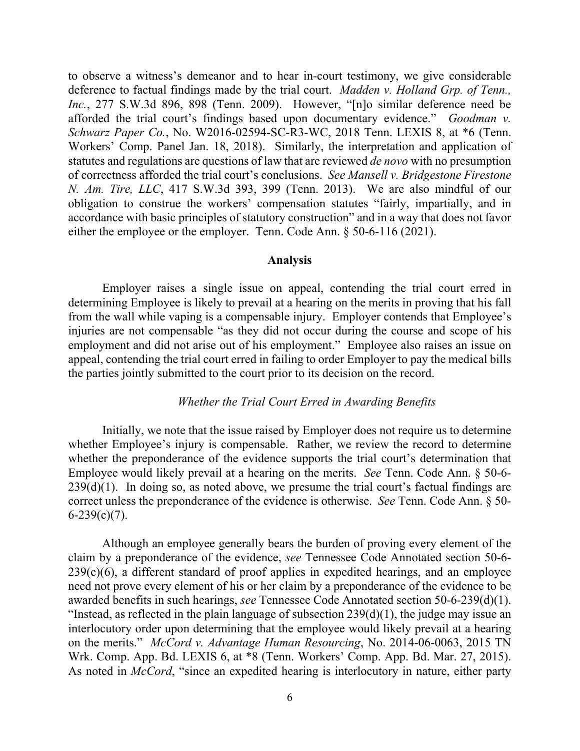to observe a witness's demeanor and to hear in-court testimony, we give considerable deference to factual findings made by the trial court. *Madden v. Holland Grp. of Tenn., Inc.*, 277 S.W.3d 896, 898 (Tenn. 2009). However, "[n]o similar deference need be afforded the trial court's findings based upon documentary evidence." *Goodman v. Schwarz Paper Co.*, No. W2016-02594-SC-R3-WC, 2018 Tenn. LEXIS 8, at *6 (Tenn. Workers' Comp. Panel Jan. 18, 2018). Similarly, the interpretation and application of statutes and regulations are questions of law that are reviewed *de novo* with no presumption of correctness afforded the trial court's conclusions. *See Mansell v. Bridgestone Firestone N. Am. Tire, LLC*, 417 S.W.3d 393, 399 (Tenn. 2013). We are also mindful of our obligation to construe the workers' compensation statutes "fairly, impartially, and in accordance with basic principles of statutory construction" and in a way that does not favor either the employee or the employer. Tenn. Code Ann. § 50-6-116 (2021).

## Analysis

Employer raises a single issue on appeal, contending the trial court erred in determining Employee is likely to prevail at a hearing on the merits in proving that his fall from the wall while vaping is a compensable injury. Employer contends that Employee's injuries are not compensable "as they did not occur during the course and scope of his employment and did not arise out of his employment." Employee also raises an issue on appeal, contending the trial court erred in failing to order Employer to pay the medical bills the parties jointly submitted to the court prior to its decision on the record.

### *Whether the Trial Court Erred in Awarding Benefits*

Initially, we note that the issue raised by Employer does not require us to determine whether Employee's injury is compensable. Rather, we review the record to determine whether the preponderance of the evidence supports the trial court's determination that Employee would likely prevail at a hearing on the merits. *See* Tenn. Code Ann. § 50-6-239(d)(1). In doing so, as noted above, we presume the trial court's factual findings are correct unless the preponderance of the evidence is otherwise. *See* Tenn. Code Ann. § 50-6-239(c)(7).

Although an employee generally bears the burden of proving every element of the claim by a preponderance of the evidence, *see* Tennessee Code Annotated section 50-6-239(c)(6), a different standard of proof applies in expedited hearings, and an employee need not prove every element of his or her claim by a preponderance of the evidence to be awarded benefits in such hearings, *see* Tennessee Code Annotated section 50-6-239(d)(1). "Instead, as reflected in the plain language of subsection 239(d)(1), the judge may issue an interlocutory order upon determining that the employee would likely prevail at a hearing on the merits." *McCord v. Advantage Human Resourcing*, No. 2014-06-0063, 2015 TN Wrk. Comp. App. Bd. LEXIS 6, at *8 (Tenn. Workers' Comp. App. Bd. Mar. 27, 2015). As noted in *McCord*, "since an expedited hearing is interlocutory in nature, either party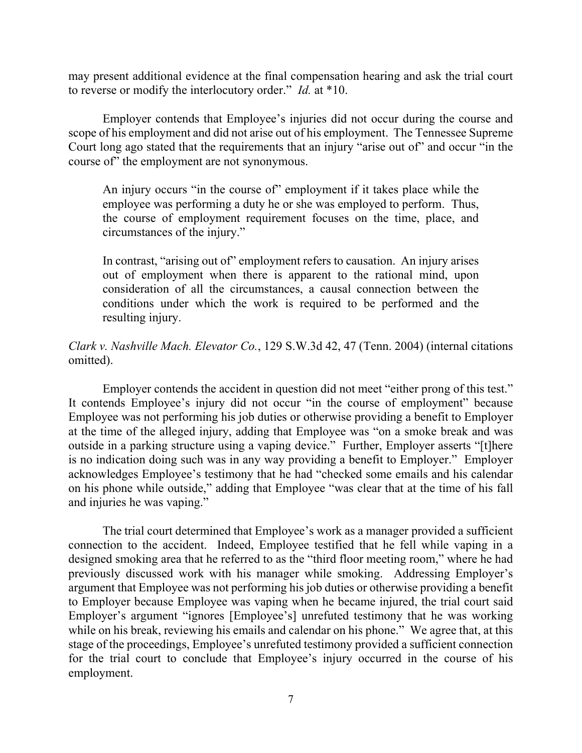may present additional evidence at the final compensation hearing and ask the trial court to reverse or modify the interlocutory order." *Id.* at *10.

Employer contends that Employee's injuries did not occur during the course and scope of his employment and did not arise out of his employment. The Tennessee Supreme Court long ago stated that the requirements that an injury "arise out of" and occur "in the course of" the employment are not synonymous.

> An injury occurs "in the course of" employment if it takes place while the employee was performing a duty he or she was employed to perform. Thus, the course of employment requirement focuses on the time, place, and circumstances of the injury."
>
> In contrast, "arising out of" employment refers to causation. An injury arises out of employment when there is apparent to the rational mind, upon consideration of all the circumstances, a causal connection between the conditions under which the work is required to be performed and the resulting injury.

*Clark v. Nashville Mach. Elevator Co.*, 129 S.W.3d 42, 47 (Tenn. 2004) (internal citations omitted).

Employer contends the accident in question did not meet "either prong of this test." It contends Employee's injury did not occur "in the course of employment" because Employee was not performing his job duties or otherwise providing a benefit to Employer at the time of the alleged injury, adding that Employee was "on a smoke break and was outside in a parking structure using a vaping device." Further, Employer asserts "[t]here is no indication doing such was in any way providing a benefit to Employer." Employer acknowledges Employee's testimony that he had "checked some emails and his calendar on his phone while outside," adding that Employee "was clear that at the time of his fall and injuries he was vaping."

The trial court determined that Employee's work as a manager provided a sufficient connection to the accident. Indeed, Employee testified that he fell while vaping in a designed smoking area that he referred to as the "third floor meeting room," where he had previously discussed work with his manager while smoking. Addressing Employer's argument that Employee was not performing his job duties or otherwise providing a benefit to Employer because Employee was vaping when he became injured, the trial court said Employer's argument "ignores [Employee's] unrefuted testimony that he was working while on his break, reviewing his emails and calendar on his phone." We agree that, at this stage of the proceedings, Employee's unrefuted testimony provided a sufficient connection for the trial court to conclude that Employee's injury occurred in the course of his employment.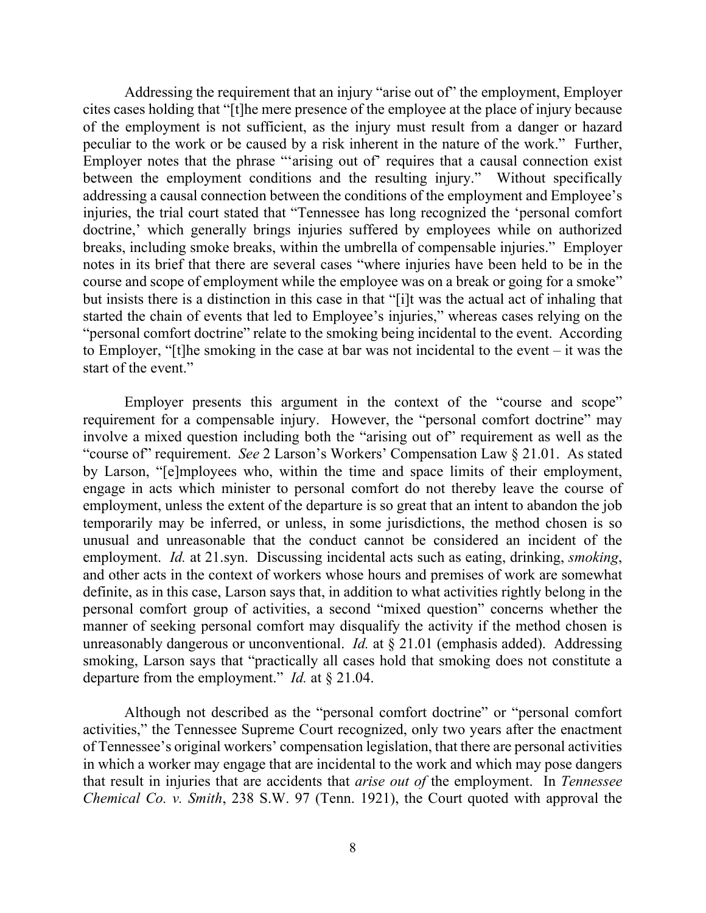Addressing the requirement that an injury "arise out of" the employment, Employer cites cases holding that "[t]he mere presence of the employee at the place of injury because of the employment is not sufficient, as the injury must result from a danger or hazard peculiar to the work or be caused by a risk inherent in the nature of the work." Further, Employer notes that the phrase "'arising out of' requires that a causal connection exist between the employment conditions and the resulting injury." Without specifically addressing a causal connection between the conditions of the employment and Employee's injuries, the trial court stated that "Tennessee has long recognized the 'personal comfort doctrine,' which generally brings injuries suffered by employees while on authorized breaks, including smoke breaks, within the umbrella of compensable injuries." Employer notes in its brief that there are several cases "where injuries have been held to be in the course and scope of employment while the employee was on a break or going for a smoke" but insists there is a distinction in this case in that "[i]t was the actual act of inhaling that started the chain of events that led to Employee's injuries," whereas cases relying on the "personal comfort doctrine" relate to the smoking being incidental to the event. According to Employer, "[t]he smoking in the case at bar was not incidental to the event – it was the start of the event."

Employer presents this argument in the context of the "course and scope" requirement for a compensable injury. However, the "personal comfort doctrine" may involve a mixed question including both the "arising out of" requirement as well as the "course of" requirement. *See* 2 Larson's Workers' Compensation Law § 21.01. As stated by Larson, "[e]mployees who, within the time and space limits of their employment, engage in acts which minister to personal comfort do not thereby leave the course of employment, unless the extent of the departure is so great that an intent to abandon the job temporarily may be inferred, or unless, in some jurisdictions, the method chosen is so unusual and unreasonable that the conduct cannot be considered an incident of the employment. *Id.* at 21.syn. Discussing incidental acts such as eating, drinking, *smoking*, and other acts in the context of workers whose hours and premises of work are somewhat definite, as in this case, Larson says that, in addition to what activities rightly belong in the personal comfort group of activities, a second "mixed question" concerns whether the manner of seeking personal comfort may disqualify the activity if the method chosen is unreasonably dangerous or unconventional. *Id.* at § 21.01 (emphasis added). Addressing smoking, Larson says that "practically all cases hold that smoking does not constitute a departure from the employment." *Id.* at § 21.04.

Although not described as the "personal comfort doctrine" or "personal comfort activities," the Tennessee Supreme Court recognized, only two years after the enactment of Tennessee's original workers' compensation legislation, that there are personal activities in which a worker may engage that are incidental to the work and which may pose dangers that result in injuries that are accidents that *arise out of* the employment. In *Tennessee Chemical Co. v. Smith*, 238 S.W. 97 (Tenn. 1921), the Court quoted with approval the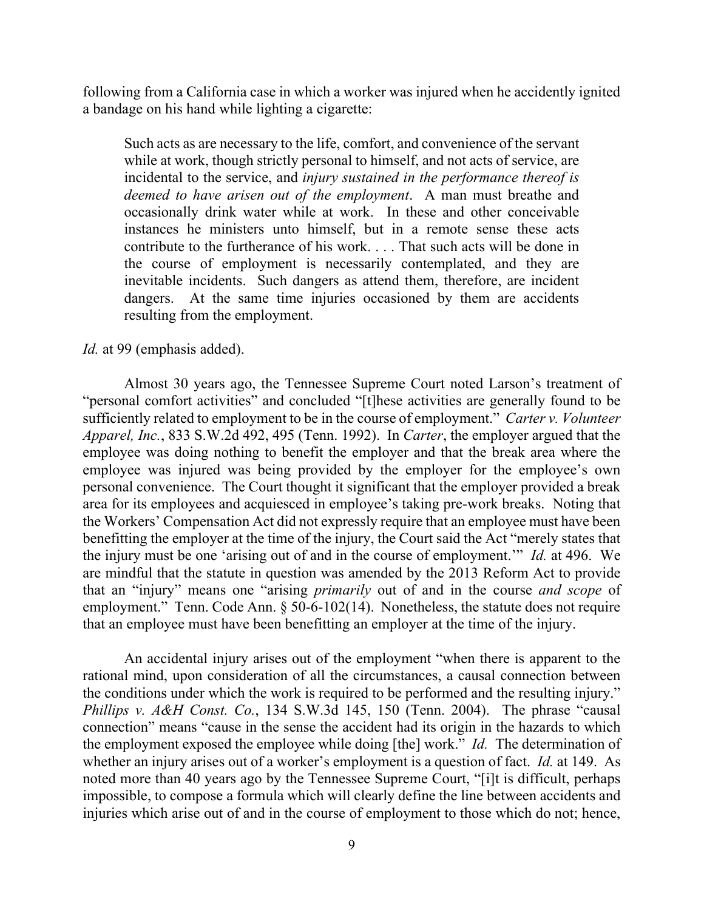following from a California case in which a worker was injured when he accidently ignited a bandage on his hand while lighting a cigarette:

> Such acts as are necessary to the life, comfort, and convenience of the servant while at work, though strictly personal to himself, and not acts of service, are incidental to the service, and *injury sustained in the performance thereof is deemed to have arisen out of the employment*. A man must breathe and occasionally drink water while at work. In these and other conceivable instances he ministers unto himself, but in a remote sense these acts contribute to the furtherance of his work. . . . That such acts will be done in the course of employment is necessarily contemplated, and they are inevitable incidents. Such dangers as attend them, therefore, are incident dangers. At the same time injuries occasioned by them are accidents resulting from the employment.

*Id.* at 99 (emphasis added).

Almost 30 years ago, the Tennessee Supreme Court noted Larson's treatment of "personal comfort activities" and concluded "[t]hese activities are generally found to be sufficiently related to employment to be in the course of employment." *Carter v. Volunteer Apparel, Inc.*, 833 S.W.2d 492, 495 (Tenn. 1992). In *Carter*, the employer argued that the employee was doing nothing to benefit the employer and that the break area where the employee was injured was being provided by the employer for the employee's own personal convenience. The Court thought it significant that the employer provided a break area for its employees and acquiesced in employee's taking pre-work breaks. Noting that the Workers' Compensation Act did not expressly require that an employee must have been benefitting the employer at the time of the injury, the Court said the Act "merely states that the injury must be one 'arising out of and in the course of employment.'" *Id.* at 496. We are mindful that the statute in question was amended by the 2013 Reform Act to provide that an "injury" means one "arising *primarily* out of and in the course *and scope* of employment." Tenn. Code Ann. § 50-6-102(14). Nonetheless, the statute does not require that an employee must have been benefitting an employer at the time of the injury.

An accidental injury arises out of the employment "when there is apparent to the rational mind, upon consideration of all the circumstances, a causal connection between the conditions under which the work is required to be performed and the resulting injury." *Phillips v. A&H Const. Co.*, 134 S.W.3d 145, 150 (Tenn. 2004). The phrase "causal connection" means "cause in the sense the accident had its origin in the hazards to which the employment exposed the employee while doing [the] work." *Id.* The determination of whether an injury arises out of a worker's employment is a question of fact. *Id.* at 149. As noted more than 40 years ago by the Tennessee Supreme Court, "[i]t is difficult, perhaps impossible, to compose a formula which will clearly define the line between accidents and injuries which arise out of and in the course of employment to those which do not; hence,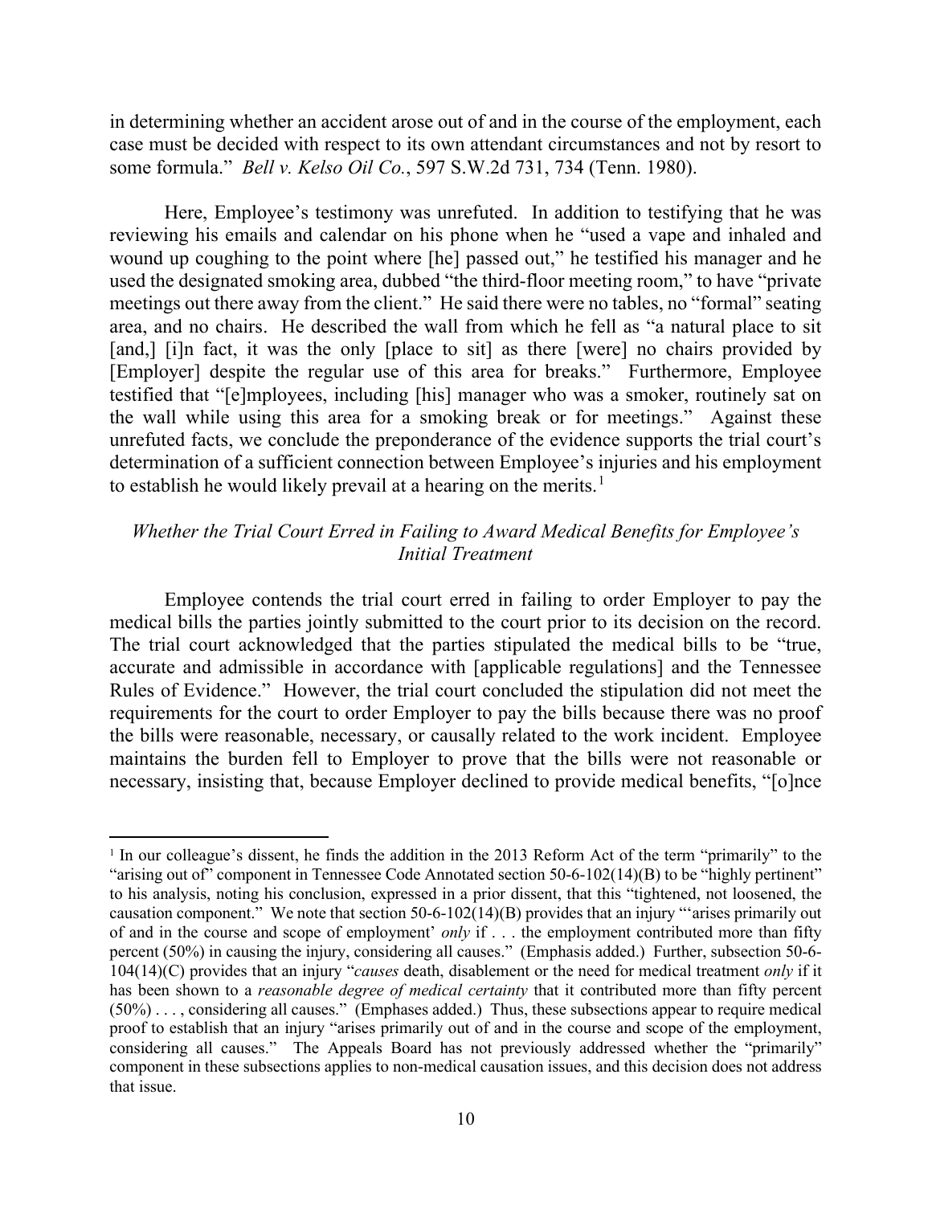in determining whether an accident arose out of and in the course of the employment, each case must be decided with respect to its own attendant circumstances and not by resort to some formula." *Bell v. Kelso Oil Co.*, 597 S.W.2d 731, 734 (Tenn. 1980).

Here, Employee's testimony was unrefuted. In addition to testifying that he was reviewing his emails and calendar on his phone when he "used a vape and inhaled and wound up coughing to the point where [he] passed out," he testified his manager and he used the designated smoking area, dubbed "the third-floor meeting room," to have "private meetings out there away from the client." He said there were no tables, no "formal" seating area, and no chairs. He described the wall from which he fell as "a natural place to sit [and,] [i]n fact, it was the only [place to sit] as there [were] no chairs provided by [Employer] despite the regular use of this area for breaks." Furthermore, Employee testified that "[e]mployees, including [his] manager who was a smoker, routinely sat on the wall while using this area for a smoking break or for meetings." Against these unrefuted facts, we conclude the preponderance of the evidence supports the trial court's determination of a sufficient connection between Employee's injuries and his employment to establish he would likely prevail at a hearing on the merits.[1]

## *Whether the Trial Court Erred in Failing to Award Medical Benefits for Employee's Initial Treatment*

Employee contends the trial court erred in failing to order Employer to pay the medical bills the parties jointly submitted to the court prior to its decision on the record. The trial court acknowledged that the parties stipulated the medical bills to be "true, accurate and admissible in accordance with [applicable regulations] and the Tennessee Rules of Evidence." However, the trial court concluded the stipulation did not meet the requirements for the court to order Employer to pay the bills because there was no proof the bills were reasonable, necessary, or causally related to the work incident. Employee maintains the burden fell to Employer to prove that the bills were not reasonable or necessary, insisting that, because Employer declined to provide medical benefits, "[o]nce

---

[1] In our colleague's dissent, he finds the addition in the 2013 Reform Act of the term "primarily" to the "arising out of" component in Tennessee Code Annotated section 50-6-102(14)(B) to be "highly pertinent" to his analysis, noting his conclusion, expressed in a prior dissent, that this "tightened, not loosened, the causation component." We note that section 50-6-102(14)(B) provides that an injury "'arises primarily out of and in the course and scope of employment' *only* if . . . the employment contributed more than fifty percent (50%) in causing the injury, considering all causes." (Emphasis added.) Further, subsection 50-6-104(14)(C) provides that an injury "*causes* death, disablement or the need for medical treatment *only* if it has been shown to a *reasonable degree of medical certainty* that it contributed more than fifty percent (50%) . . . , considering all causes." (Emphases added.) Thus, these subsections appear to require medical proof to establish that an injury "arises primarily out of and in the course and scope of the employment, considering all causes." The Appeals Board has not previously addressed whether the "primarily" component in these subsections applies to non-medical causation issues, and this decision does not address that issue.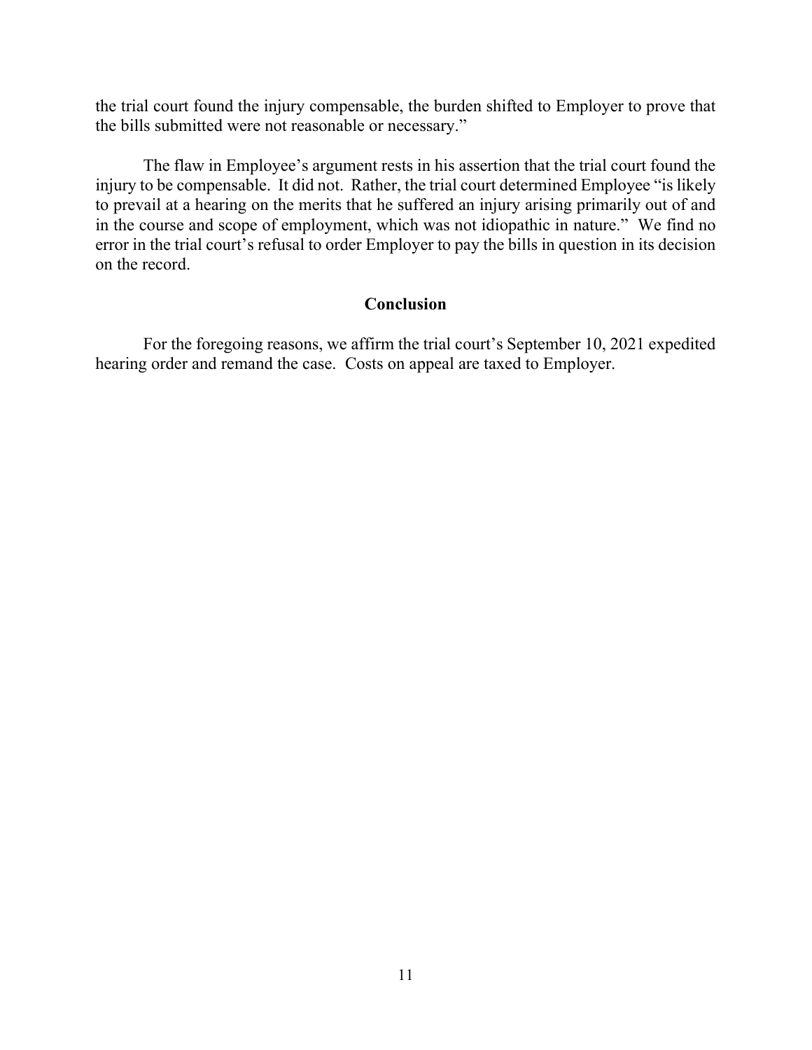the trial court found the injury compensable, the burden shifted to Employer to prove that the bills submitted were not reasonable or necessary."

The flaw in Employee's argument rests in his assertion that the trial court found the injury to be compensable. It did not. Rather, the trial court determined Employee "is likely to prevail at a hearing on the merits that he suffered an injury arising primarily out of and in the course and scope of employment, which was not idiopathic in nature." We find no error in the trial court's refusal to order Employer to pay the bills in question in its decision on the record.

## Conclusion

For the foregoing reasons, we affirm the trial court's September 10, 2021 expedited hearing order and remand the case. Costs on appeal are taxed to Employer.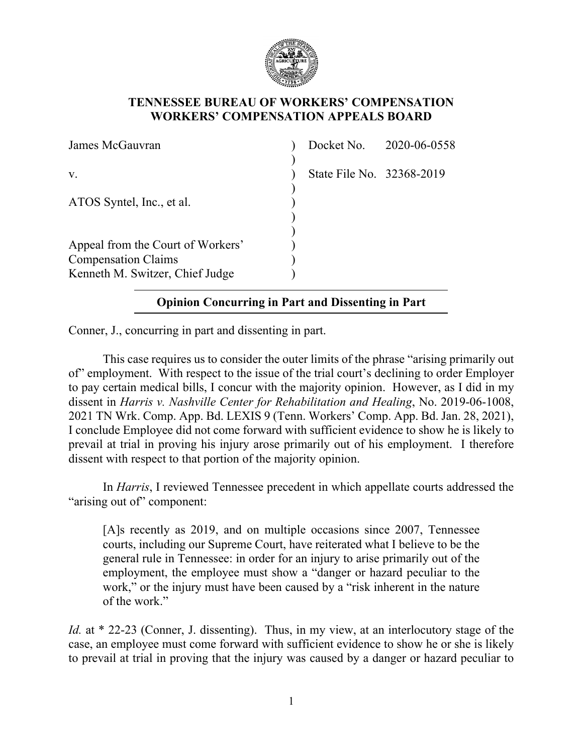**TENNESSEE BUREAU OF WORKERS' COMPENSATION**
**WORKERS' COMPENSATION APPEALS BOARD**

| | | |
|---|---|---|
| James McGauvran | ) | Docket No. 2020-06-0558 |
| | ) | |
| v. | ) | State File No. 32368-2019 |
| | ) | |
| ATOS Syntel, Inc., et al. | ) | |
| | ) | |
| | ) | |
| Appeal from the Court of Workers' | ) | |
| Compensation Claims | ) | |
| Kenneth M. Switzer, Chief Judge | ) | |

**Opinion Concurring in Part and Dissenting in Part**

Conner, J., concurring in part and dissenting in part.

This case requires us to consider the outer limits of the phrase "arising primarily out of" employment. With respect to the issue of the trial court's declining to order Employer to pay certain medical bills, I concur with the majority opinion. However, as I did in my dissent in *Harris v. Nashville Center for Rehabilitation and Healing*, No. 2019-06-1008, 2021 TN Wrk. Comp. App. Bd. LEXIS 9 (Tenn. Workers' Comp. App. Bd. Jan. 28, 2021), I conclude Employee did not come forward with sufficient evidence to show he is likely to prevail at trial in proving his injury arose primarily out of his employment. I therefore dissent with respect to that portion of the majority opinion.

In *Harris*, I reviewed Tennessee precedent in which appellate courts addressed the "arising out of" component:

> [A]s recently as 2019, and on multiple occasions since 2007, Tennessee courts, including our Supreme Court, have reiterated what I believe to be the general rule in Tennessee: in order for an injury to arise primarily out of the employment, the employee must show a "danger or hazard peculiar to the work," or the injury must have been caused by a "risk inherent in the nature of the work."

*Id.* at * 22-23 (Conner, J. dissenting). Thus, in my view, at an interlocutory stage of the case, an employee must come forward with sufficient evidence to show he or she is likely to prevail at trial in proving that the injury was caused by a danger or hazard peculiar to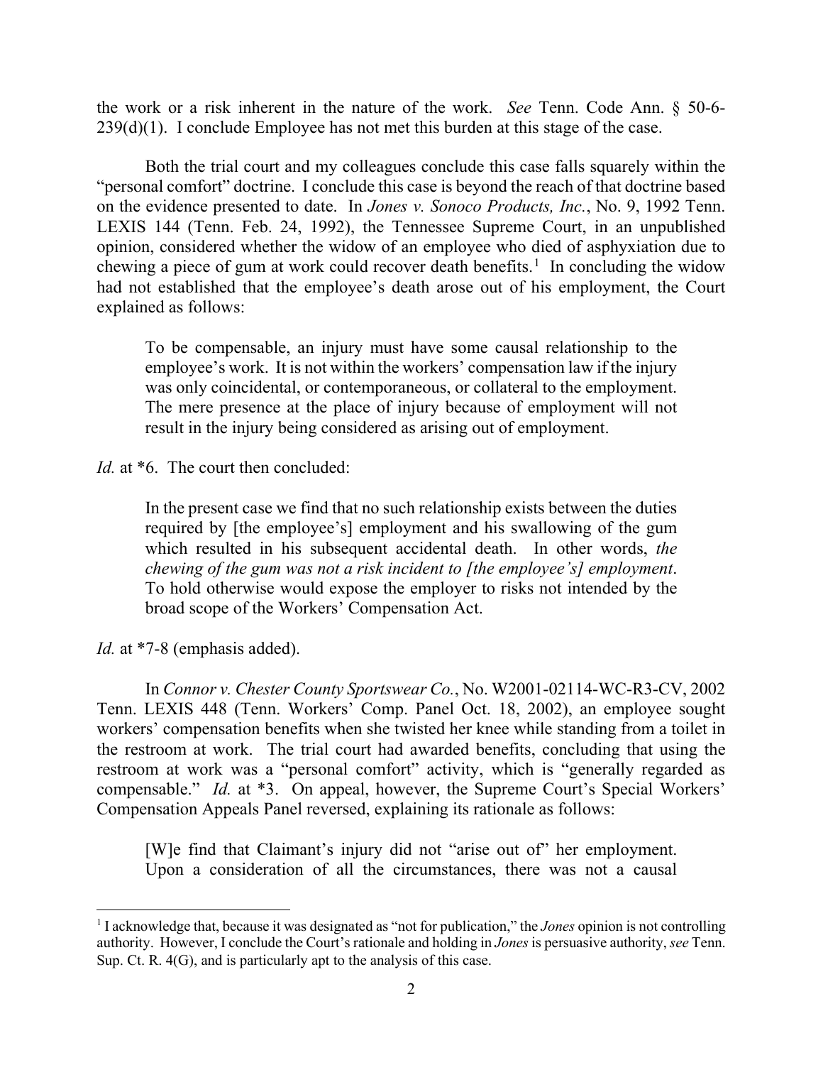the work or a risk inherent in the nature of the work. *See* Tenn. Code Ann. § 50-6-239(d)(1). I conclude Employee has not met this burden at this stage of the case.

Both the trial court and my colleagues conclude this case falls squarely within the "personal comfort" doctrine. I conclude this case is beyond the reach of that doctrine based on the evidence presented to date. In *Jones v. Sonoco Products, Inc.*, No. 9, 1992 Tenn. LEXIS 144 (Tenn. Feb. 24, 1992), the Tennessee Supreme Court, in an unpublished opinion, considered whether the widow of an employee who died of asphyxiation due to chewing a piece of gum at work could recover death benefits.[1] In concluding the widow had not established that the employee's death arose out of his employment, the Court explained as follows:

> To be compensable, an injury must have some causal relationship to the employee's work. It is not within the workers' compensation law if the injury was only coincidental, or contemporaneous, or collateral to the employment. The mere presence at the place of injury because of employment will not result in the injury being considered as arising out of employment.

*Id.* at *6. The court then concluded:

> In the present case we find that no such relationship exists between the duties required by [the employee's] employment and his swallowing of the gum which resulted in his subsequent accidental death. In other words, *the chewing of the gum was not a risk incident to [the employee's] employment*. To hold otherwise would expose the employer to risks not intended by the broad scope of the Workers' Compensation Act.

*Id.* at *7-8 (emphasis added).

In *Connor v. Chester County Sportswear Co.*, No. W2001-02114-WC-R3-CV, 2002 Tenn. LEXIS 448 (Tenn. Workers' Comp. Panel Oct. 18, 2002), an employee sought workers' compensation benefits when she twisted her knee while standing from a toilet in the restroom at work. The trial court had awarded benefits, concluding that using the restroom at work was a "personal comfort" activity, which is "generally regarded as compensable." *Id.* at *3. On appeal, however, the Supreme Court's Special Workers' Compensation Appeals Panel reversed, explaining its rationale as follows:

> [W]e find that Claimant's injury did not "arise out of" her employment. Upon a consideration of all the circumstances, there was not a causal

---

[1] I acknowledge that, because it was designated as "not for publication," the *Jones* opinion is not controlling authority. However, I conclude the Court's rationale and holding in *Jones* is persuasive authority, *see* Tenn. Sup. Ct. R. 4(G), and is particularly apt to the analysis of this case.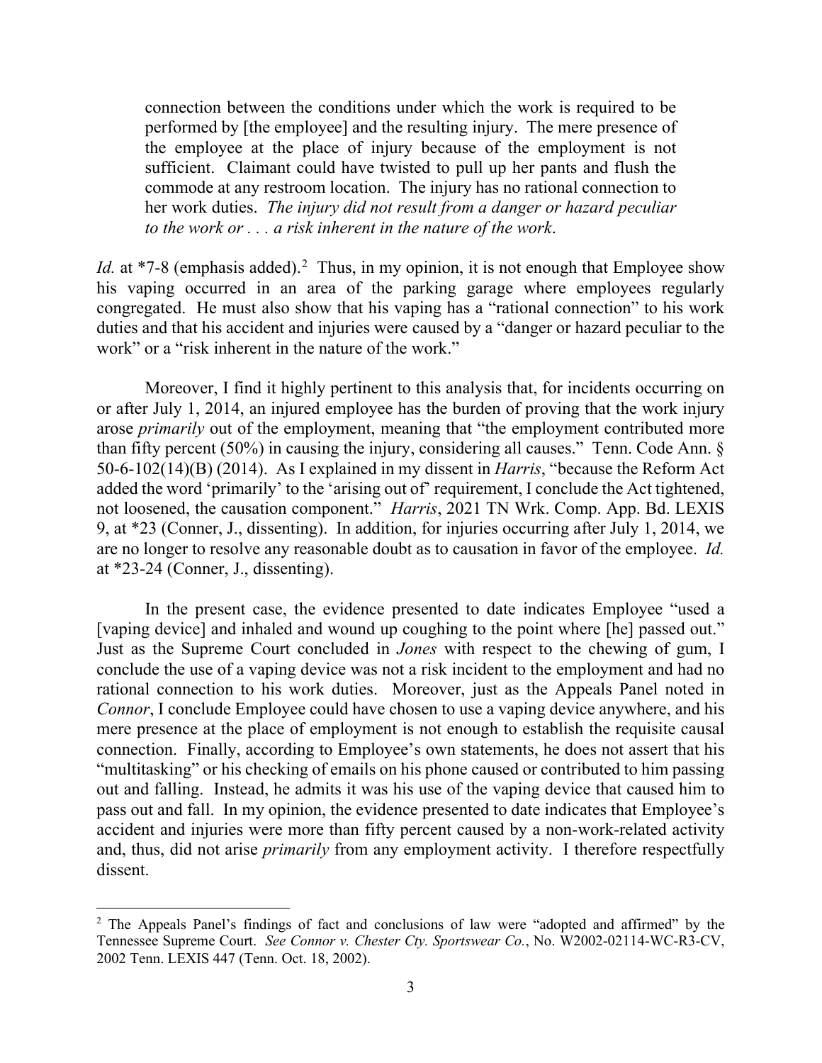> connection between the conditions under which the work is required to be performed by [the employee] and the resulting injury. The mere presence of the employee at the place of injury because of the employment is not sufficient. Claimant could have twisted to pull up her pants and flush the commode at any restroom location. The injury has no rational connection to her work duties. *The injury did not result from a danger or hazard peculiar to the work or . . . a risk inherent in the nature of the work*.

*Id.* at *7-8 (emphasis added).[2] Thus, in my opinion, it is not enough that Employee show his vaping occurred in an area of the parking garage where employees regularly congregated. He must also show that his vaping has a "rational connection" to his work duties and that his accident and injuries were caused by a "danger or hazard peculiar to the work" or a "risk inherent in the nature of the work."

Moreover, I find it highly pertinent to this analysis that, for incidents occurring on or after July 1, 2014, an injured employee has the burden of proving that the work injury arose *primarily* out of the employment, meaning that "the employment contributed more than fifty percent (50%) in causing the injury, considering all causes." Tenn. Code Ann. § 50-6-102(14)(B) (2014). As I explained in my dissent in *Harris*, "because the Reform Act added the word 'primarily' to the 'arising out of' requirement, I conclude the Act tightened, not loosened, the causation component." *Harris*, 2021 TN Wrk. Comp. App. Bd. LEXIS 9, at *23 (Conner, J., dissenting). In addition, for injuries occurring after July 1, 2014, we are no longer to resolve any reasonable doubt as to causation in favor of the employee. *Id.* at *23-24 (Conner, J., dissenting).

In the present case, the evidence presented to date indicates Employee "used a [vaping device] and inhaled and wound up coughing to the point where [he] passed out." Just as the Supreme Court concluded in *Jones* with respect to the chewing of gum, I conclude the use of a vaping device was not a risk incident to the employment and had no rational connection to his work duties. Moreover, just as the Appeals Panel noted in *Connor*, I conclude Employee could have chosen to use a vaping device anywhere, and his mere presence at the place of employment is not enough to establish the requisite causal connection. Finally, according to Employee's own statements, he does not assert that his "multitasking" or his checking of emails on his phone caused or contributed to him passing out and falling. Instead, he admits it was his use of the vaping device that caused him to pass out and fall. In my opinion, the evidence presented to date indicates that Employee's accident and injuries were more than fifty percent caused by a non-work-related activity and, thus, did not arise *primarily* from any employment activity. I therefore respectfully dissent.

---

[2] The Appeals Panel's findings of fact and conclusions of law were "adopted and affirmed" by the Tennessee Supreme Court. *See Connor v. Chester Cty. Sportswear Co.*, No. W2002-02114-WC-R3-CV, 2002 Tenn. LEXIS 447 (Tenn. Oct. 18, 2002).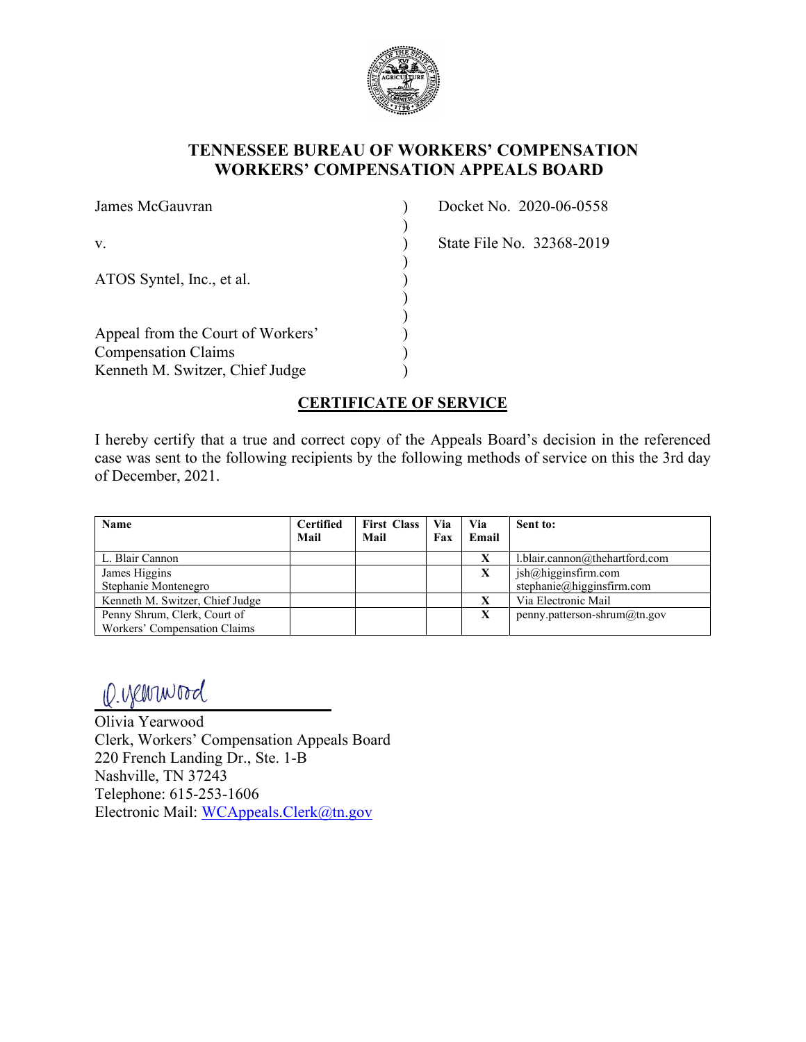# TENNESSEE BUREAU OF WORKERS' COMPENSATION
# WORKERS' COMPENSATION APPEALS BOARD

| | | |
|---|---|---|
| James McGauvran | ) | Docket No. 2020-06-0558 |
| | ) | |
| v. | ) | State File No. 32368-2019 |
| | ) | |
| ATOS Syntel, Inc., et al. | ) | |
| | ) | |
| | ) | |
| Appeal from the Court of Workers' Compensation Claims | ) | |
| Kenneth M. Switzer, Chief Judge | ) | |

## CERTIFICATE OF SERVICE

I hereby certify that a true and correct copy of the Appeals Board's decision in the referenced case was sent to the following recipients by the following methods of service on this the 3rd day of December, 2021.

| Name | Certified Mail | First Class Mail | Via Fax | Via Email | Sent to: |
|---|---|---|---|---|---|
| L. Blair Cannon | | | | X | l.blair.cannon@thehartford.com |
| James Higgins<br>Stephanie Montenegro | | | | X | jsh@higginsfirm.com<br>stephanie@higginsfirm.com |
| Kenneth M. Switzer, Chief Judge | | | | X | Via Electronic Mail |
| Penny Shrum, Clerk, Court of Workers' Compensation Claims | | | | X | penny.patterson-shrum@tn.gov |

O. Yearwood

Olivia Yearwood
Clerk, Workers' Compensation Appeals Board
220 French Landing Dr., Ste. 1-B
Nashville, TN 37243
Telephone: 615-253-1606
Electronic Mail: WCAppeals.Clerk@tn.gov